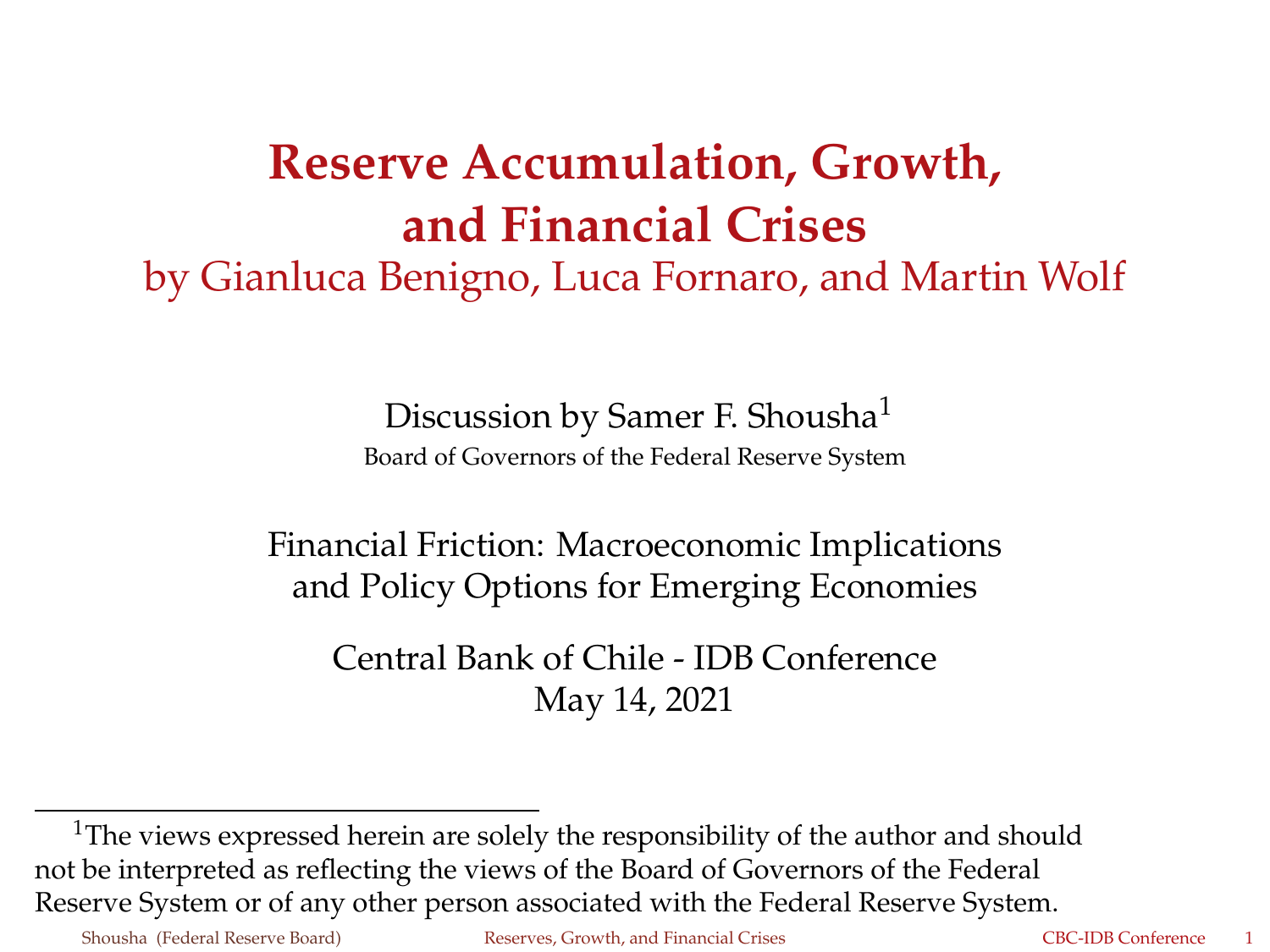# Reserve Accumulation, Growth, and Financial Crises

by Gianluca Benigno, Luca Fornaro, and Martin Wolf

Discussion by Samer F. Shousha[1]

Board of Governors of the Federal Reserve System

Financial Friction: Macroeconomic Implications and Policy Options for Emerging Economies

Central Bank of Chile - IDB Conference

May 14, 2021

[1] The views expressed herein are solely the responsibility of the author and should not be interpreted as reflecting the views of the Board of Governors of the Federal Reserve System or of any other person associated with the Federal Reserve System.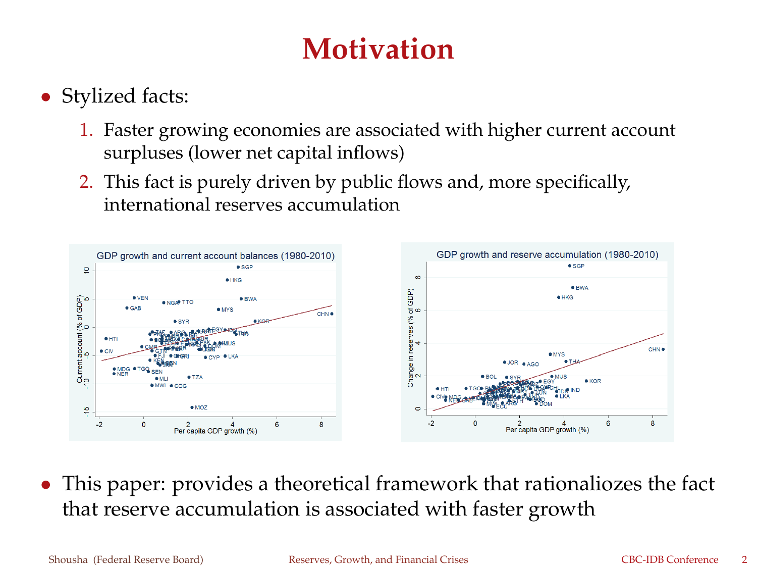# Motivation

- Stylized facts:
  1. Faster growing economies are associated with higher current account surpluses (lower net capital inflows)
  2. This fact is purely driven by public flows and, more specifically, international reserves accumulation

- This paper: provides a theoretical framework that rationaliozes the fact that reserve accumulation is associated with faster growth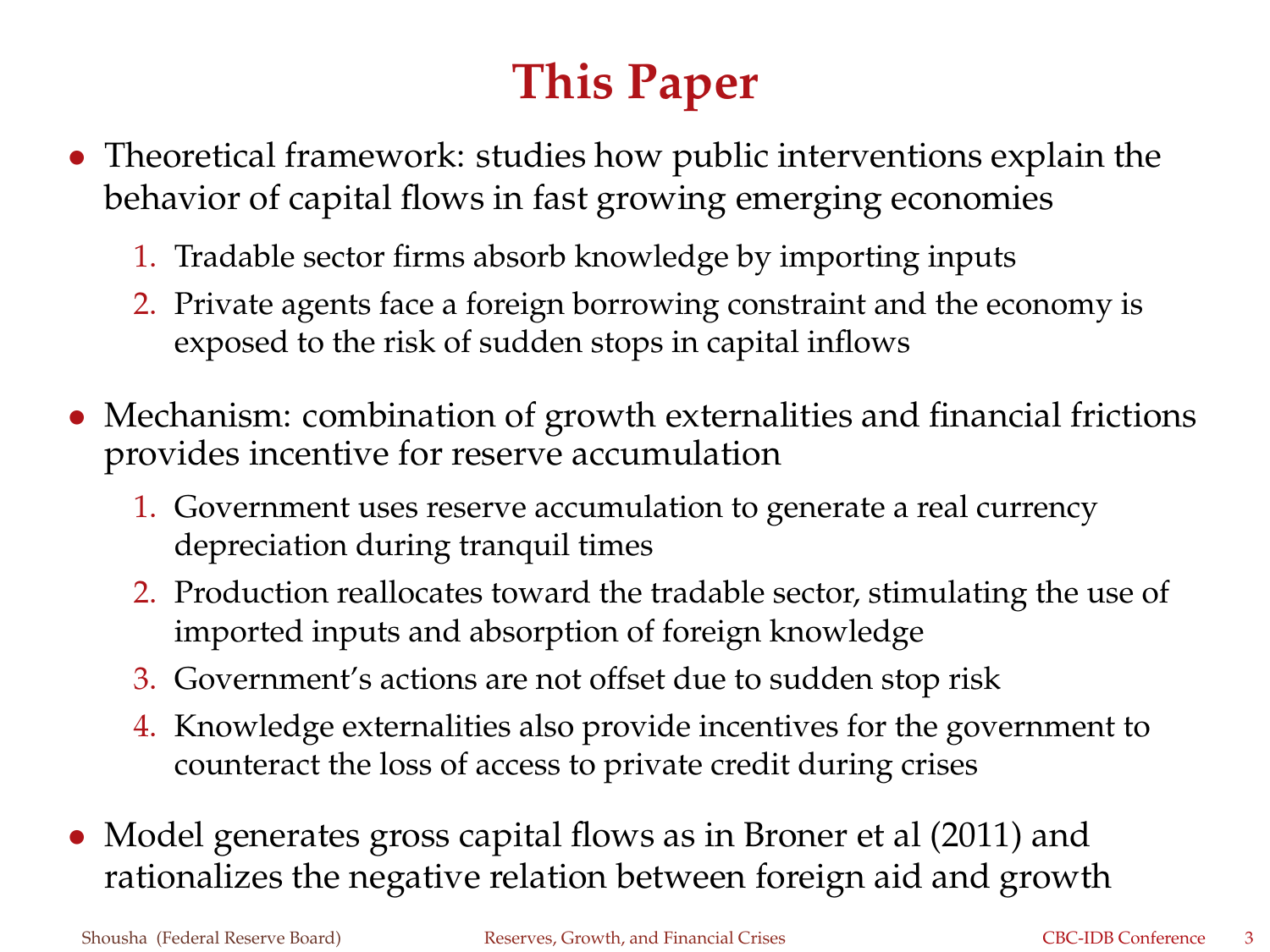# This Paper

- Theoretical framework: studies how public interventions explain the behavior of capital flows in fast growing emerging economies
  1. Tradable sector firms absorb knowledge by importing inputs
  2. Private agents face a foreign borrowing constraint and the economy is exposed to the risk of sudden stops in capital inflows

- Mechanism: combination of growth externalities and financial frictions provides incentive for reserve accumulation
  1. Government uses reserve accumulation to generate a real currency depreciation during tranquil times
  2. Production reallocates toward the tradable sector, stimulating the use of imported inputs and absorption of foreign knowledge
  3. Government's actions are not offset due to sudden stop risk
  4. Knowledge externalities also provide incentives for the government to counteract the loss of access to private credit during crises

- Model generates gross capital flows as in Broner et al (2011) and rationalizes the negative relation between foreign aid and growth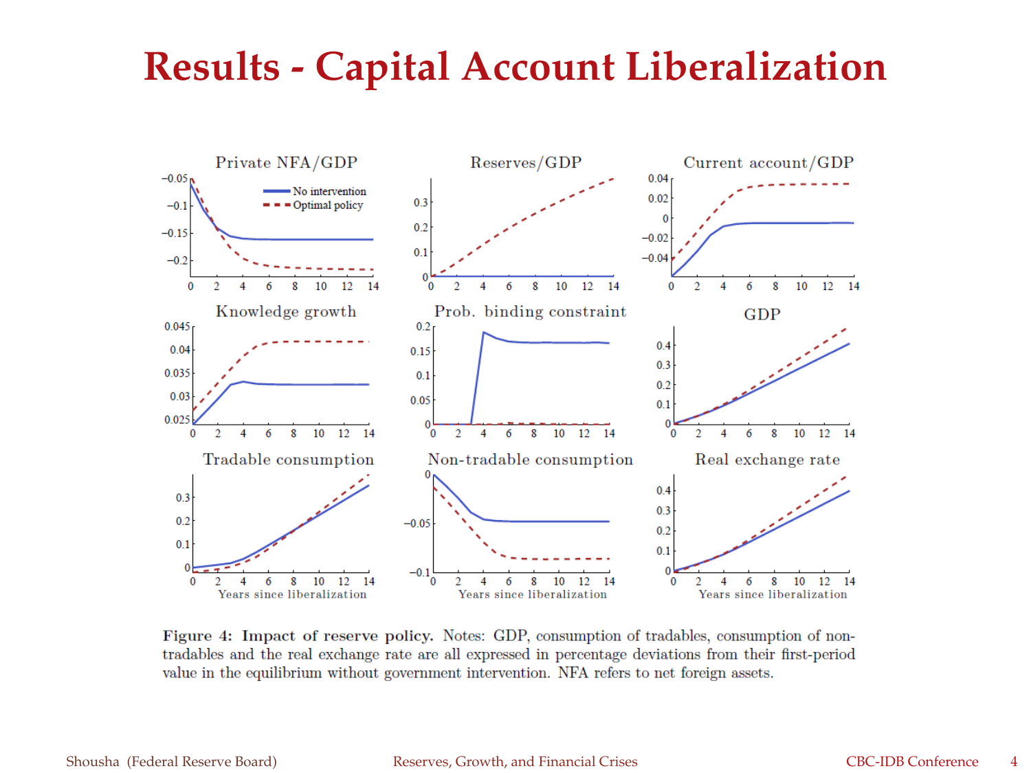# Results - Capital Account Liberalization

**Figure 4: Impact of reserve policy.** Notes: GDP, consumption of tradables, consumption of non-tradables and the real exchange rate are all expressed in percentage deviations from their first-period value in the equilibrium without government intervention. NFA refers to net foreign assets.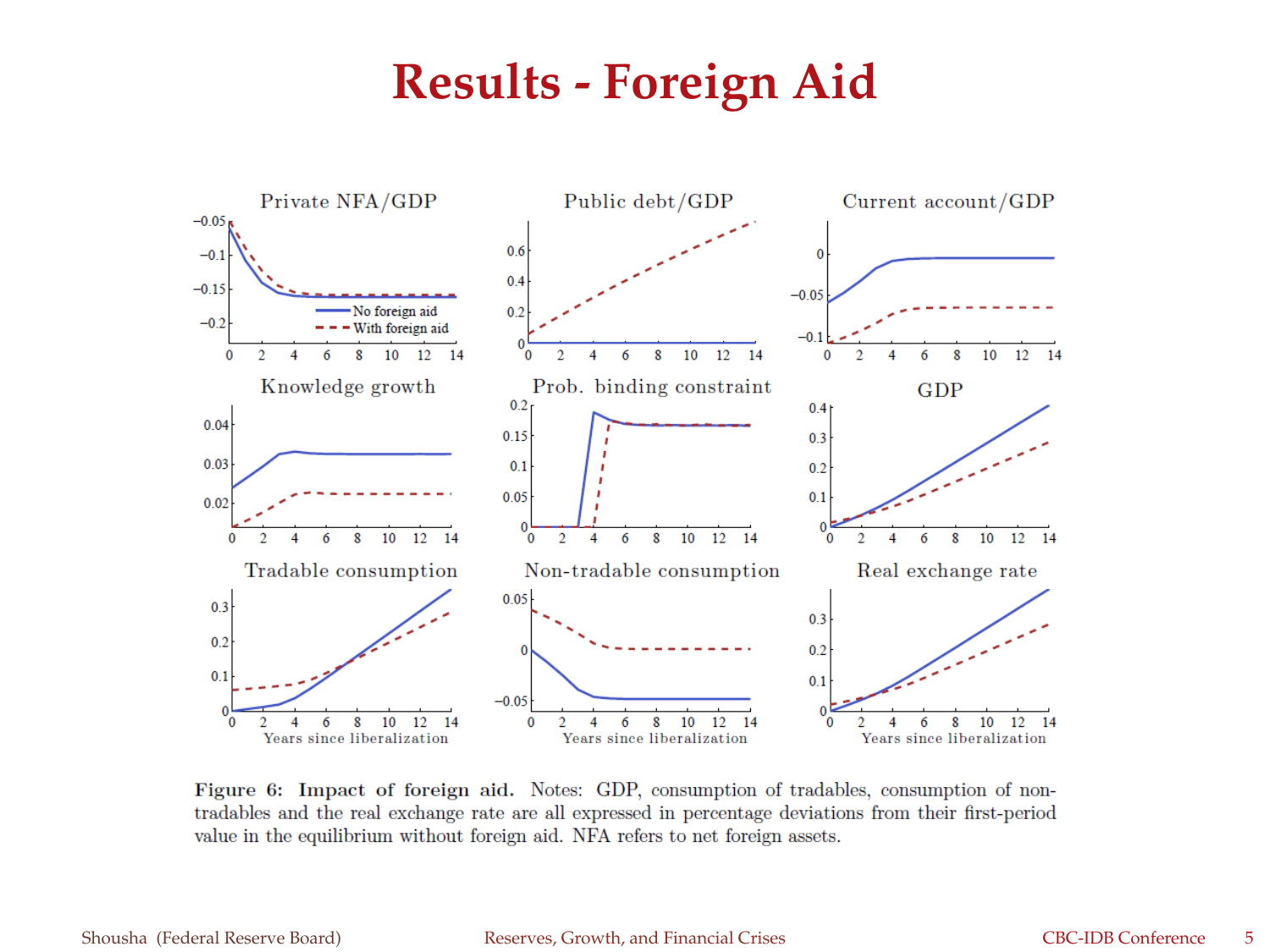# Results - Foreign Aid

**Figure 6: Impact of foreign aid.** Notes: GDP, consumption of tradables, consumption of non-tradables and the real exchange rate are all expressed in percentage deviations from their first-period value in the equilibrium without foreign aid. NFA refers to net foreign assets.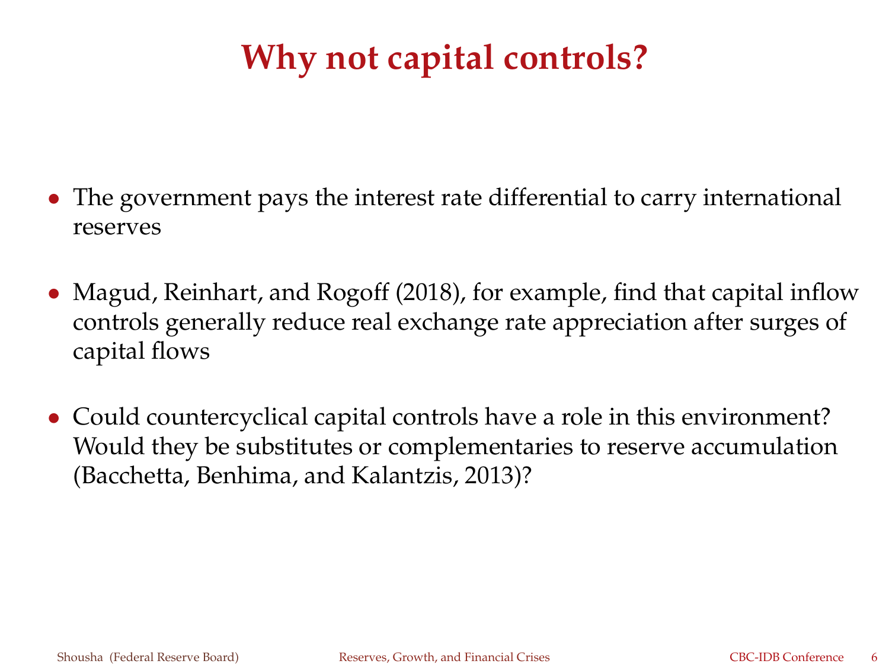# Why not capital controls?

- The government pays the interest rate differential to carry international reserves
- Magud, Reinhart, and Rogoff (2018), for example, find that capital inflow controls generally reduce real exchange rate appreciation after surges of capital flows
- Could countercyclical capital controls have a role in this environment? Would they be substitutes or complementaries to reserve accumulation (Bacchetta, Benhima, and Kalantzis, 2013)?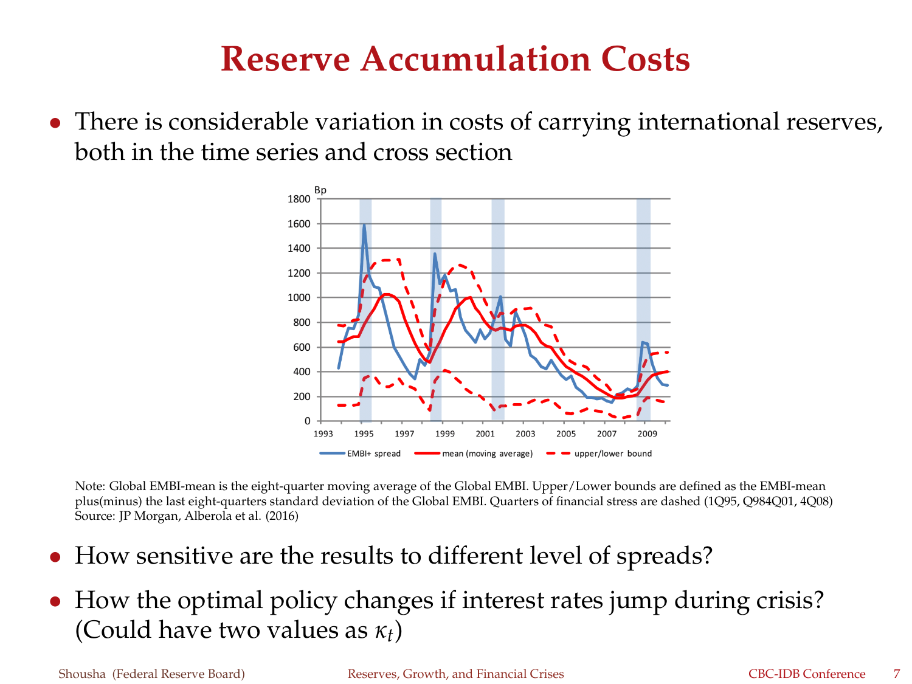# Reserve Accumulation Costs

- There is considerable variation in costs of carrying international reserves, both in the time series and cross section

Note: Global EMBI-mean is the eight-quarter moving average of the Global EMBI. Upper/Lower bounds are defined as the EMBI-mean plus(minus) the last eight-quarters standard deviation of the Global EMBI. Quarters of financial stress are dashed (1Q95, Q984Q01, 4Q08)
Source: JP Morgan, Alberola et al. (2016)

- How sensitive are the results to different level of spreads?
- How the optimal policy changes if interest rates jump during crisis? (Could have two values as $\kappa_t$)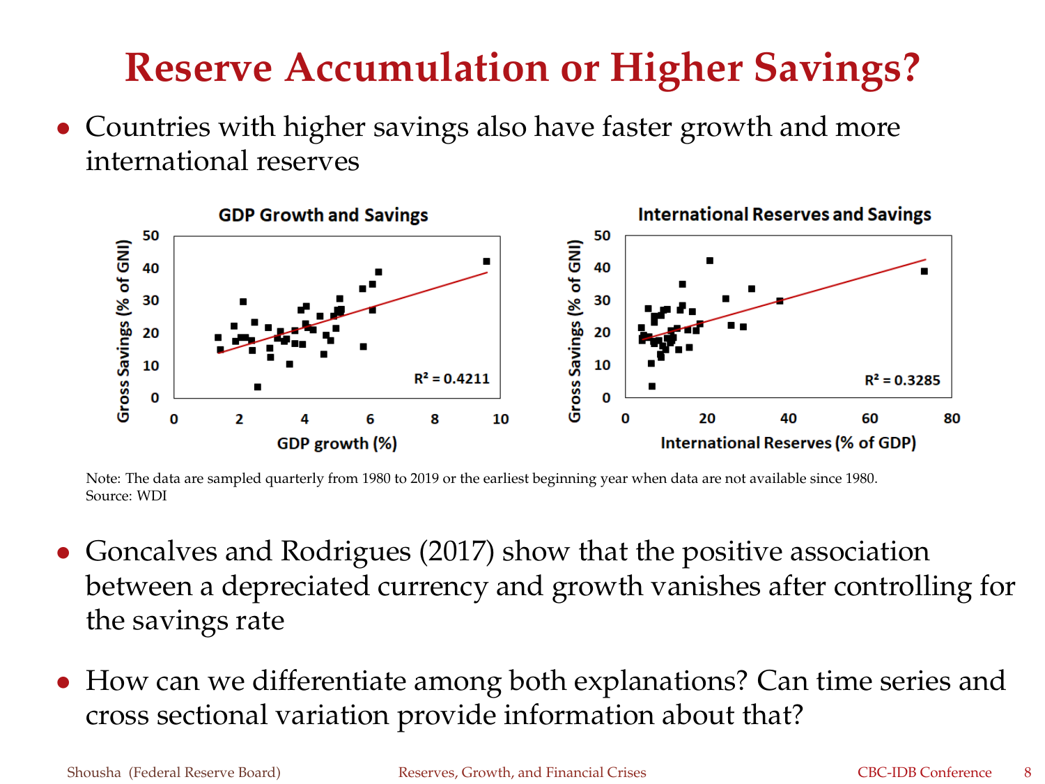# Reserve Accumulation or Higher Savings?

- Countries with higher savings also have faster growth and more international reserves

**GDP Growth and Savings**

Gross Savings (% of GNI) vs. GDP growth (%), $R^2 = 0.4211$

**International Reserves and Savings**

Gross Savings (% of GNI) vs. International Reserves (% of GDP), $R^2 = 0.3285$

Note: The data are sampled quarterly from 1980 to 2019 or the earliest beginning year when data are not available since 1980.
Source: WDI

- Goncalves and Rodrigues (2017) show that the positive association between a depreciated currency and growth vanishes after controlling for the savings rate

- How can we differentiate among both explanations? Can time series and cross sectional variation provide information about that?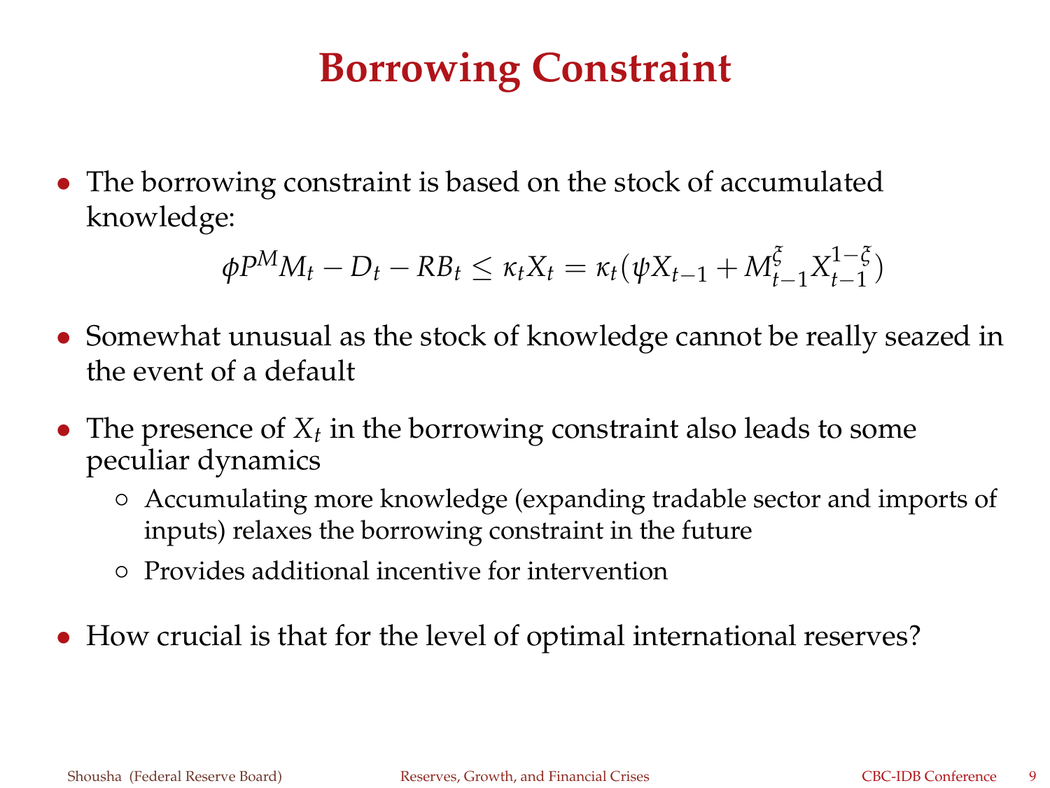# Borrowing Constraint

- The borrowing constraint is based on the stock of accumulated knowledge:

$$\phi P^M M_t - D_t - RB_t \leq \kappa_t X_t = \kappa_t(\psi X_{t-1} + M_{t-1}^{\xi} X_{t-1}^{1-\xi})$$

- Somewhat unusual as the stock of knowledge cannot be really seazed in the event of a default
- The presence of $X_t$ in the borrowing constraint also leads to some peculiar dynamics
  - Accumulating more knowledge (expanding tradable sector and imports of inputs) relaxes the borrowing constraint in the future
  - Provides additional incentive for intervention
- How crucial is that for the level of optimal international reserves?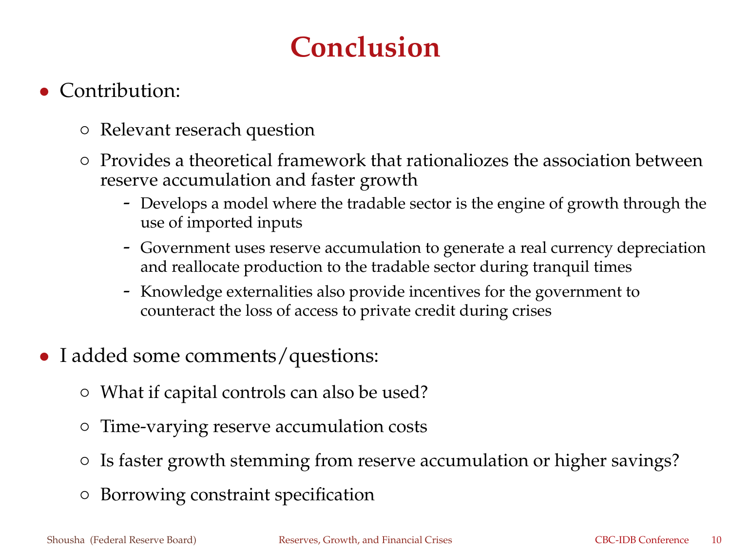# Conclusion

- Contribution:
  - Relevant reserach question
  - Provides a theoretical framework that rationaliozes the association between reserve accumulation and faster growth
    - Develops a model where the tradable sector is the engine of growth through the use of imported inputs
    - Government uses reserve accumulation to generate a real currency depreciation and reallocate production to the tradable sector during tranquil times
    - Knowledge externalities also provide incentives for the government to counteract the loss of access to private credit during crises
- I added some comments/questions:
  - What if capital controls can also be used?
  - Time-varying reserve accumulation costs
  - Is faster growth stemming from reserve accumulation or higher savings?
  - Borrowing constraint specification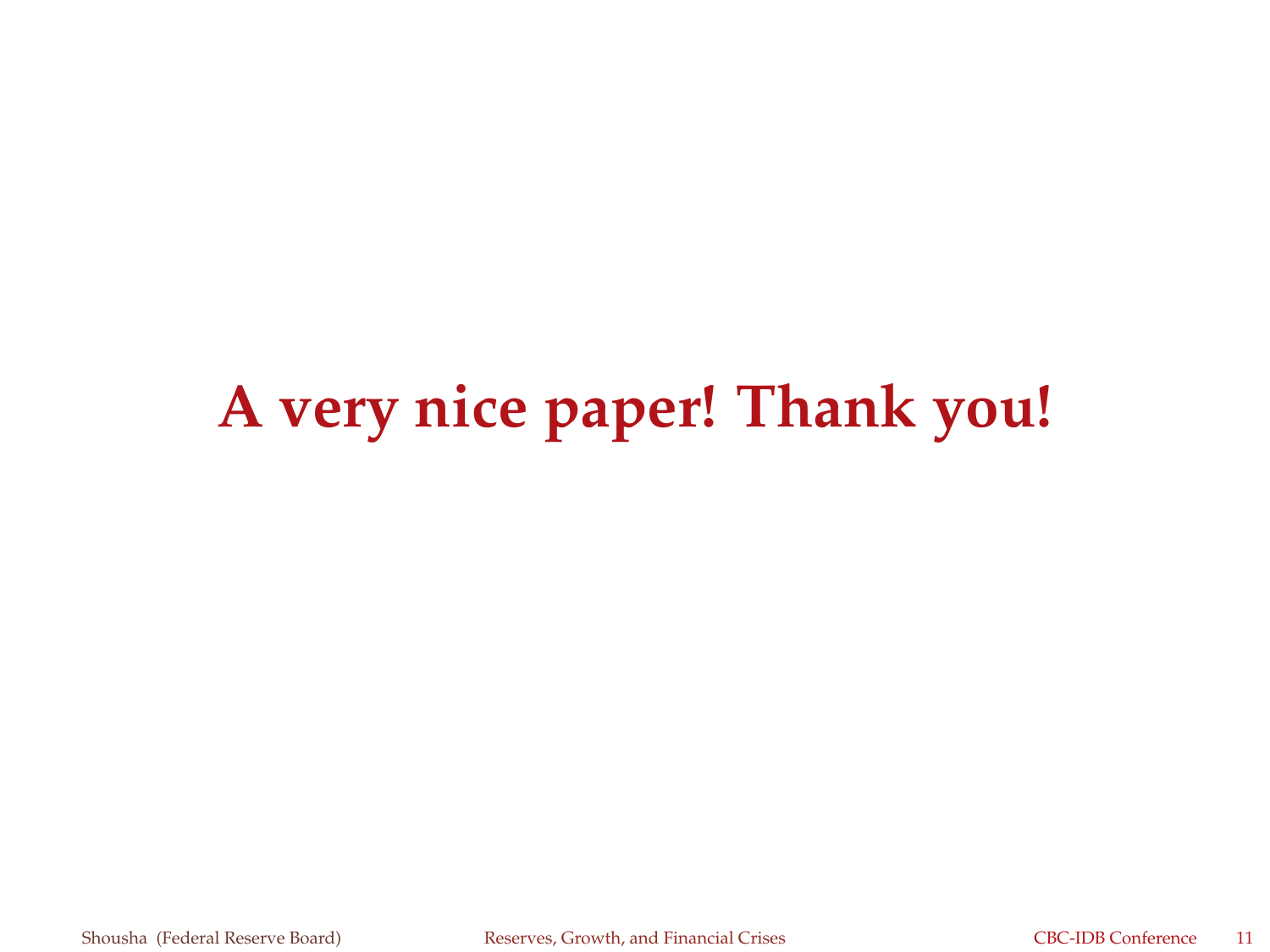**A very nice paper! Thank you!**